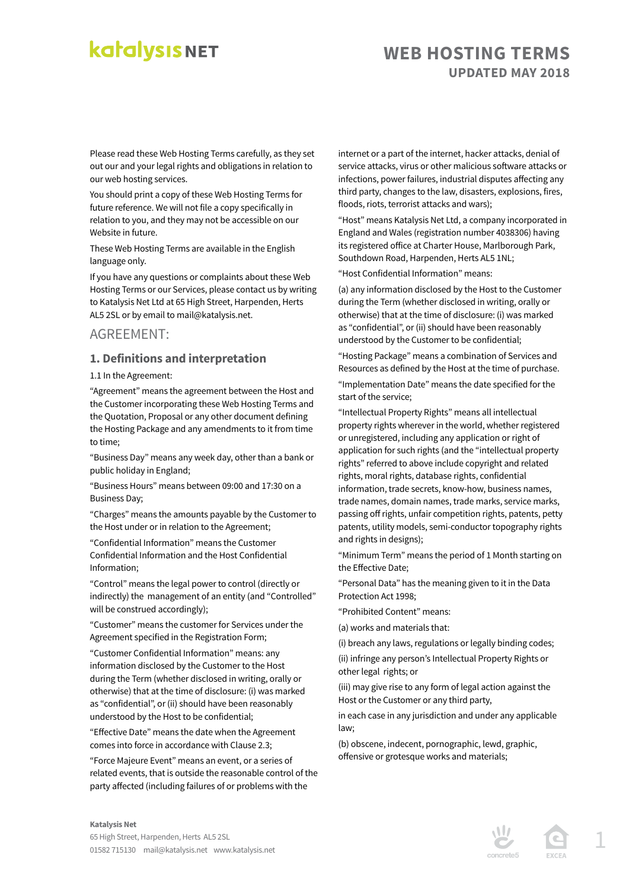# WEB HOSTING TERMS

## UPDATED MAY 2018

Please read these Web Hosting Terms carefully, as they set out our and your legal rights and obligations in relation to our web hosting services.

You should print a copy of these Web Hosting Terms for future reference. We will not file a copy specifically in relation to you, and they may not be accessible on our Website in future.

These Web Hosting Terms are available in the English language only.

If you have any questions or complaints about these Web Hosting Terms or our Services, please contact us by writing to Katalysis Net Ltd at 65 High Street, Harpenden, Herts AL5 2SL or by email to mail@katalysis.net.

## AGREEMENT:

### 1. Definitions and interpretation

1.1 In the Agreement:

"Agreement" means the agreement between the Host and the Customer incorporating these Web Hosting Terms and the Quotation, Proposal or any other document defining the Hosting Package and any amendments to it from time to time;

"Business Day" means any week day, other than a bank or public holiday in England;

"Business Hours" means between 09:00 and 17:30 on a Business Day;

"Charges" means the amounts payable by the Customer to the Host under or in relation to the Agreement;

"Confidential Information" means the Customer Confidential Information and the Host Confidential Information;

"Control" means the legal power to control (directly or indirectly) the management of an entity (and "Controlled" will be construed accordingly);

"Customer" means the customer for Services under the Agreement specified in the Registration Form;

"Customer Confidential Information" means: any information disclosed by the Customer to the Host during the Term (whether disclosed in writing, orally or otherwise) that at the time of disclosure: (i) was marked as "confidential", or (ii) should have been reasonably understood by the Host to be confidential;

"Effective Date" means the date when the Agreement comes into force in accordance with Clause 2.3;

"Force Majeure Event" means an event, or a series of related events, that is outside the reasonable control of the party affected (including failures of or problems with the internet or a part of the internet, hacker attacks, denial of service attacks, virus or other malicious software attacks or infections, power failures, industrial disputes affecting any third party, changes to the law, disasters, explosions, fires, floods, riots, terrorist attacks and wars);

"Host" means Katalysis Net Ltd, a company incorporated in England and Wales (registration number 4038306) having its registered office at Charter House, Marlborough Park, Southdown Road, Harpenden, Herts AL5 1NL;

"Host Confidential Information" means:

(a) any information disclosed by the Host to the Customer during the Term (whether disclosed in writing, orally or otherwise) that at the time of disclosure: (i) was marked as "confidential", or (ii) should have been reasonably understood by the Customer to be confidential;

"Hosting Package" means a combination of Services and Resources as defined by the Host at the time of purchase.

"Implementation Date" means the date specified for the start of the service;

"Intellectual Property Rights" means all intellectual property rights wherever in the world, whether registered or unregistered, including any application or right of application for such rights (and the "intellectual property rights" referred to above include copyright and related rights, moral rights, database rights, confidential information, trade secrets, know-how, business names, trade names, domain names, trade marks, service marks, passing off rights, unfair competition rights, patents, petty patents, utility models, semi-conductor topography rights and rights in designs);

"Minimum Term" means the period of 1 Month starting on the Effective Date;

"Personal Data" has the meaning given to it in the Data Protection Act 1998;

"Prohibited Content" means:

(a) works and materials that:

(i) breach any laws, regulations or legally binding codes;

(ii) infringe any person's Intellectual Property Rights or other legal rights; or

(iii) may give rise to any form of legal action against the Host or the Customer or any third party,

in each case in any jurisdiction and under any applicable law;

(b) obscene, indecent, pornographic, lewd, graphic, offensive or grotesque works and materials;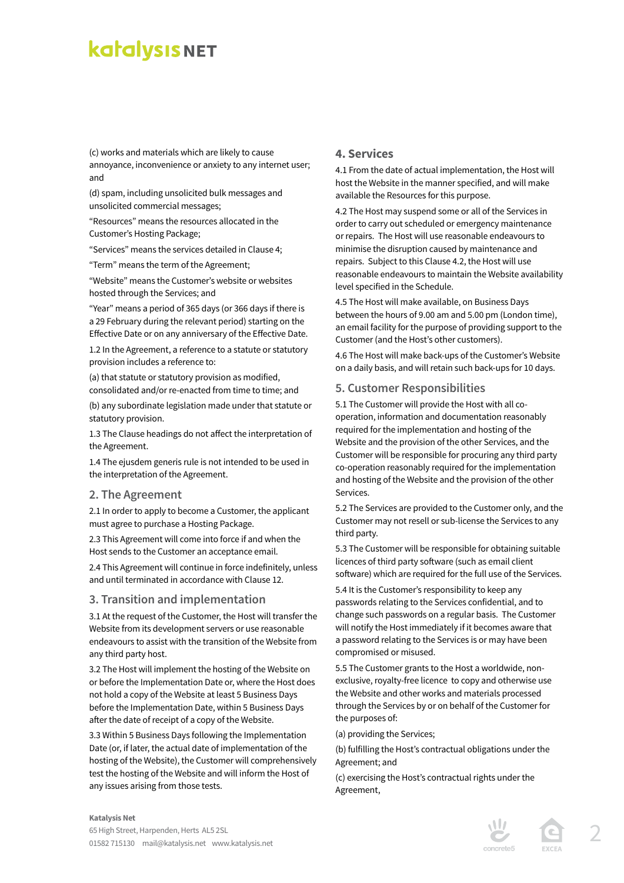(c) works and materials which are likely to cause annoyance, inconvenience or anxiety to any internet user; and

(d) spam, including unsolicited bulk messages and unsolicited commercial messages;

“Resources” means the resources allocated in the Customer’s Hosting Package;

“Services” means the services detailed in Clause 4;

“Term” means the term of the Agreement;

“Website” means the Customer’s website or websites hosted through the Services; and

“Year” means a period of 365 days (or 366 days if there is a 29 February during the relevant period) starting on the Effective Date or on any anniversary of the Effective Date.

1.2 In the Agreement, a reference to a statute or statutory provision includes a reference to:

(a) that statute or statutory provision as modified, consolidated and/or re-enacted from time to time; and

(b) any subordinate legislation made under that statute or statutory provision.

1.3 The Clause headings do not affect the interpretation of the Agreement.

1.4 The ejusdem generis rule is not intended to be used in the interpretation of the Agreement.

## 2. The Agreement

2.1 In order to apply to become a Customer, the applicant must agree to purchase a Hosting Package.

2.3 This Agreement will come into force if and when the Host sends to the Customer an acceptance email.

2.4 This Agreement will continue in force indefinitely, unless and until terminated in accordance with Clause 12.

## 3. Transition and implementation

3.1 At the request of the Customer, the Host will transfer the Website from its development servers or use reasonable endeavours to assist with the transition of the Website from any third party host.

3.2 The Host will implement the hosting of the Website on or before the Implementation Date or, where the Host does not hold a copy of the Website at least 5 Business Days before the Implementation Date, within 5 Business Days after the date of receipt of a copy of the Website.

3.3 Within 5 Business Days following the Implementation Date (or, if later, the actual date of implementation of the hosting of the Website), the Customer will comprehensively test the hosting of the Website and will inform the Host of any issues arising from those tests.

## 4. Services

4.1 From the date of actual implementation, the Host will host the Website in the manner specified, and will make available the Resources for this purpose.

4.2 The Host may suspend some or all of the Services in order to carry out scheduled or emergency maintenance or repairs. The Host will use reasonable endeavours to minimise the disruption caused by maintenance and repairs. Subject to this Clause 4.2, the Host will use reasonable endeavours to maintain the Website availability level specified in the Schedule.

4.5 The Host will make available, on Business Days between the hours of 9.00 am and 5.00 pm (London time), an email facility for the purpose of providing support to the Customer (and the Host’s other customers).

4.6 The Host will make back-ups of the Customer’s Website on a daily basis, and will retain such back-ups for 10 days.

## 5. Customer Responsibilities

5.1 The Customer will provide the Host with all co-operation, information and documentation reasonably required for the implementation and hosting of the Website and the provision of the other Services, and the Customer will be responsible for procuring any third party co-operation reasonably required for the implementation and hosting of the Website and the provision of the other Services.

5.2 The Services are provided to the Customer only, and the Customer may not resell or sub-license the Services to any third party.

5.3 The Customer will be responsible for obtaining suitable licences of third party software (such as email client software) which are required for the full use of the Services.

5.4 It is the Customer’s responsibility to keep any passwords relating to the Services confidential, and to change such passwords on a regular basis. The Customer will notify the Host immediately if it becomes aware that a password relating to the Services is or may have been compromised or misused.

5.5 The Customer grants to the Host a worldwide, non-exclusive, royalty-free licence to copy and otherwise use the Website and other works and materials processed through the Services by or on behalf of the Customer for the purposes of:

(a) providing the Services;

(b) fulfilling the Host’s contractual obligations under the Agreement; and

(c) exercising the Host’s contractual rights under the Agreement,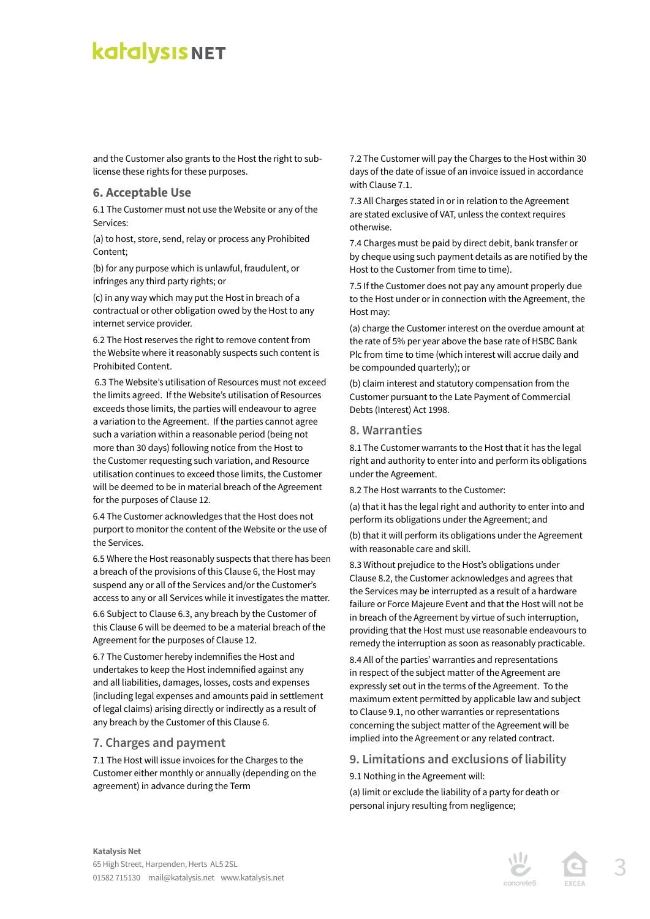and the Customer also grants to the Host the right to sub-license these rights for these purposes.

## 6. Acceptable Use

6.1 The Customer must not use the Website or any of the Services:

(a) to host, store, send, relay or process any Prohibited Content;

(b) for any purpose which is unlawful, fraudulent, or infringes any third party rights; or

(c) in any way which may put the Host in breach of a contractual or other obligation owed by the Host to any internet service provider.

6.2 The Host reserves the right to remove content from the Website where it reasonably suspects such content is Prohibited Content.

6.3 The Website's utilisation of Resources must not exceed the limits agreed. If the Website's utilisation of Resources exceeds those limits, the parties will endeavour to agree a variation to the Agreement. If the parties cannot agree such a variation within a reasonable period (being not more than 30 days) following notice from the Host to the Customer requesting such variation, and Resource utilisation continues to exceed those limits, the Customer will be deemed to be in material breach of the Agreement for the purposes of Clause 12.

6.4 The Customer acknowledges that the Host does not purport to monitor the content of the Website or the use of the Services.

6.5 Where the Host reasonably suspects that there has been a breach of the provisions of this Clause 6, the Host may suspend any or all of the Services and/or the Customer's access to any or all Services while it investigates the matter.

6.6 Subject to Clause 6.3, any breach by the Customer of this Clause 6 will be deemed to be a material breach of the Agreement for the purposes of Clause 12.

6.7 The Customer hereby indemnifies the Host and undertakes to keep the Host indemnified against any and all liabilities, damages, losses, costs and expenses (including legal expenses and amounts paid in settlement of legal claims) arising directly or indirectly as a result of any breach by the Customer of this Clause 6.

## 7. Charges and payment

7.1 The Host will issue invoices for the Charges to the Customer either monthly or annually (depending on the agreement) in advance during the Term

7.2 The Customer will pay the Charges to the Host within 30 days of the date of issue of an invoice issued in accordance with Clause 7.1.

7.3 All Charges stated in or in relation to the Agreement are stated exclusive of VAT, unless the context requires otherwise.

7.4 Charges must be paid by direct debit, bank transfer or by cheque using such payment details as are notified by the Host to the Customer from time to time).

7.5 If the Customer does not pay any amount properly due to the Host under or in connection with the Agreement, the Host may:

(a) charge the Customer interest on the overdue amount at the rate of 5% per year above the base rate of HSBC Bank Plc from time to time (which interest will accrue daily and be compounded quarterly); or

(b) claim interest and statutory compensation from the Customer pursuant to the Late Payment of Commercial Debts (Interest) Act 1998.

## 8. Warranties

8.1 The Customer warrants to the Host that it has the legal right and authority to enter into and perform its obligations under the Agreement.

8.2 The Host warrants to the Customer:

(a) that it has the legal right and authority to enter into and perform its obligations under the Agreement; and

(b) that it will perform its obligations under the Agreement with reasonable care and skill.

8.3 Without prejudice to the Host's obligations under Clause 8.2, the Customer acknowledges and agrees that the Services may be interrupted as a result of a hardware failure or Force Majeure Event and that the Host will not be in breach of the Agreement by virtue of such interruption, providing that the Host must use reasonable endeavours to remedy the interruption as soon as reasonably practicable.

8.4 All of the parties' warranties and representations in respect of the subject matter of the Agreement are expressly set out in the terms of the Agreement. To the maximum extent permitted by applicable law and subject to Clause 9.1, no other warranties or representations concerning the subject matter of the Agreement will be implied into the Agreement or any related contract.

## 9. Limitations and exclusions of liability

9.1 Nothing in the Agreement will:

(a) limit or exclude the liability of a party for death or personal injury resulting from negligence;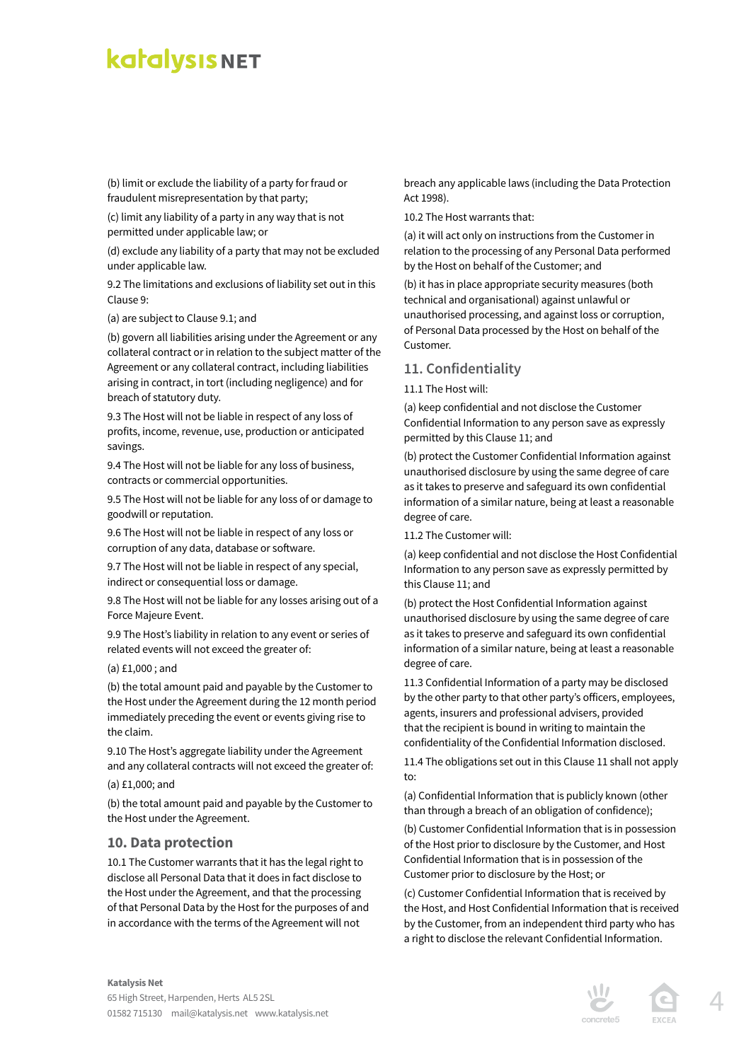(b) limit or exclude the liability of a party for fraud or fraudulent misrepresentation by that party;

(c) limit any liability of a party in any way that is not permitted under applicable law; or

(d) exclude any liability of a party that may not be excluded under applicable law.

9.2 The limitations and exclusions of liability set out in this Clause 9:

(a) are subject to Clause 9.1; and

(b) govern all liabilities arising under the Agreement or any collateral contract or in relation to the subject matter of the Agreement or any collateral contract, including liabilities arising in contract, in tort (including negligence) and for breach of statutory duty.

9.3 The Host will not be liable in respect of any loss of profits, income, revenue, use, production or anticipated savings.

9.4 The Host will not be liable for any loss of business, contracts or commercial opportunities.

9.5 The Host will not be liable for any loss of or damage to goodwill or reputation.

9.6 The Host will not be liable in respect of any loss or corruption of any data, database or software.

9.7 The Host will not be liable in respect of any special, indirect or consequential loss or damage.

9.8 The Host will not be liable for any losses arising out of a Force Majeure Event.

9.9 The Host's liability in relation to any event or series of related events will not exceed the greater of:

(a) £1,000 ; and

(b) the total amount paid and payable by the Customer to the Host under the Agreement during the 12 month period immediately preceding the event or events giving rise to the claim.

9.10 The Host's aggregate liability under the Agreement and any collateral contracts will not exceed the greater of:

(a) £1,000; and

(b) the total amount paid and payable by the Customer to the Host under the Agreement.

## 10. Data protection

10.1 The Customer warrants that it has the legal right to disclose all Personal Data that it does in fact disclose to the Host under the Agreement, and that the processing of that Personal Data by the Host for the purposes of and in accordance with the terms of the Agreement will not breach any applicable laws (including the Data Protection Act 1998).

10.2 The Host warrants that:

(a) it will act only on instructions from the Customer in relation to the processing of any Personal Data performed by the Host on behalf of the Customer; and

(b) it has in place appropriate security measures (both technical and organisational) against unlawful or unauthorised processing, and against loss or corruption, of Personal Data processed by the Host on behalf of the Customer.

## 11. Confidentiality

11.1 The Host will:

(a) keep confidential and not disclose the Customer Confidential Information to any person save as expressly permitted by this Clause 11; and

(b) protect the Customer Confidential Information against unauthorised disclosure by using the same degree of care as it takes to preserve and safeguard its own confidential information of a similar nature, being at least a reasonable degree of care.

11.2 The Customer will:

(a) keep confidential and not disclose the Host Confidential Information to any person save as expressly permitted by this Clause 11; and

(b) protect the Host Confidential Information against unauthorised disclosure by using the same degree of care as it takes to preserve and safeguard its own confidential information of a similar nature, being at least a reasonable degree of care.

11.3 Confidential Information of a party may be disclosed by the other party to that other party's officers, employees, agents, insurers and professional advisers, provided that the recipient is bound in writing to maintain the confidentiality of the Confidential Information disclosed.

11.4 The obligations set out in this Clause 11 shall not apply to:

(a) Confidential Information that is publicly known (other than through a breach of an obligation of confidence);

(b) Customer Confidential Information that is in possession of the Host prior to disclosure by the Customer, and Host Confidential Information that is in possession of the Customer prior to disclosure by the Host; or

(c) Customer Confidential Information that is received by the Host, and Host Confidential Information that is received by the Customer, from an independent third party who has a right to disclose the relevant Confidential Information.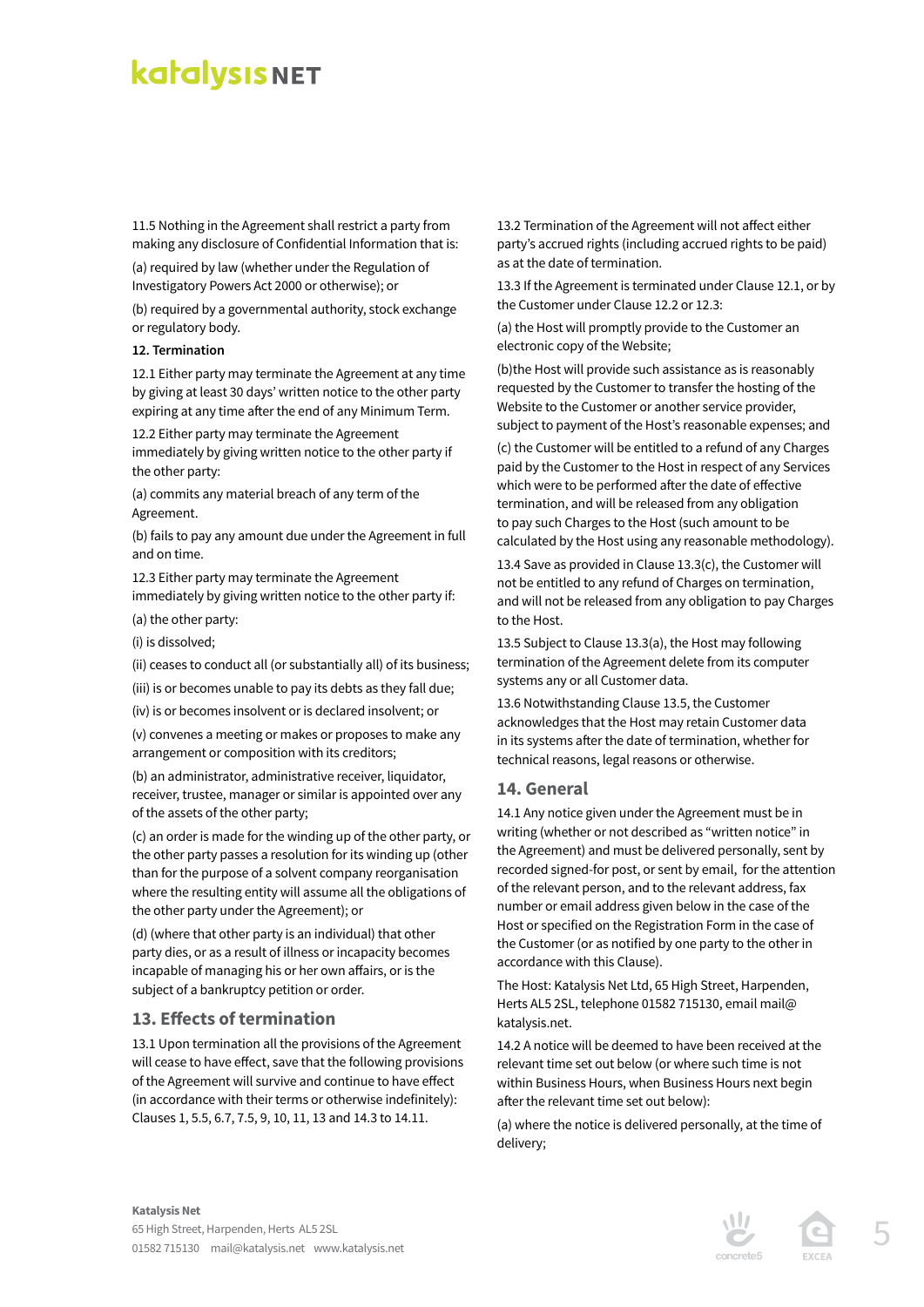11.5 Nothing in the Agreement shall restrict a party from making any disclosure of Confidential Information that is:

(a) required by law (whether under the Regulation of Investigatory Powers Act 2000 or otherwise); or

(b) required by a governmental authority, stock exchange or regulatory body.

**12. Termination**

12.1 Either party may terminate the Agreement at any time by giving at least 30 days' written notice to the other party expiring at any time after the end of any Minimum Term.

12.2 Either party may terminate the Agreement immediately by giving written notice to the other party if the other party:

(a) commits any material breach of any term of the Agreement.

(b) fails to pay any amount due under the Agreement in full and on time.

12.3 Either party may terminate the Agreement immediately by giving written notice to the other party if:

(a) the other party:

(i) is dissolved;

(ii) ceases to conduct all (or substantially all) of its business;

(iii) is or becomes unable to pay its debts as they fall due;

(iv) is or becomes insolvent or is declared insolvent; or

(v) convenes a meeting or makes or proposes to make any arrangement or composition with its creditors;

(b) an administrator, administrative receiver, liquidator, receiver, trustee, manager or similar is appointed over any of the assets of the other party;

(c) an order is made for the winding up of the other party, or the other party passes a resolution for its winding up (other than for the purpose of a solvent company reorganisation where the resulting entity will assume all the obligations of the other party under the Agreement); or

(d) (where that other party is an individual) that other party dies, or as a result of illness or incapacity becomes incapable of managing his or her own affairs, or is the subject of a bankruptcy petition or order.

## 13. Effects of termination

13.1 Upon termination all the provisions of the Agreement will cease to have effect, save that the following provisions of the Agreement will survive and continue to have effect (in accordance with their terms or otherwise indefinitely): Clauses 1, 5.5, 6.7, 7.5, 9, 10, 11, 13 and 14.3 to 14.11.

13.2 Termination of the Agreement will not affect either party's accrued rights (including accrued rights to be paid) as at the date of termination.

13.3 If the Agreement is terminated under Clause 12.1, or by the Customer under Clause 12.2 or 12.3:

(a) the Host will promptly provide to the Customer an electronic copy of the Website;

(b)the Host will provide such assistance as is reasonably requested by the Customer to transfer the hosting of the Website to the Customer or another service provider, subject to payment of the Host's reasonable expenses; and

(c) the Customer will be entitled to a refund of any Charges paid by the Customer to the Host in respect of any Services which were to be performed after the date of effective termination, and will be released from any obligation to pay such Charges to the Host (such amount to be calculated by the Host using any reasonable methodology).

13.4 Save as provided in Clause 13.3(c), the Customer will not be entitled to any refund of Charges on termination, and will not be released from any obligation to pay Charges to the Host.

13.5 Subject to Clause 13.3(a), the Host may following termination of the Agreement delete from its computer systems any or all Customer data.

13.6 Notwithstanding Clause 13.5, the Customer acknowledges that the Host may retain Customer data in its systems after the date of termination, whether for technical reasons, legal reasons or otherwise.

## 14. General

14.1 Any notice given under the Agreement must be in writing (whether or not described as "written notice" in the Agreement) and must be delivered personally, sent by recorded signed-for post, or sent by email, for the attention of the relevant person, and to the relevant address, fax number or email address given below in the case of the Host or specified on the Registration Form in the case of the Customer (or as notified by one party to the other in accordance with this Clause).

The Host: Katalysis Net Ltd, 65 High Street, Harpenden, Herts AL5 2SL, telephone 01582 715130, email mail@katalysis.net.

14.2 A notice will be deemed to have been received at the relevant time set out below (or where such time is not within Business Hours, when Business Hours next begin after the relevant time set out below):

(a) where the notice is delivered personally, at the time of delivery;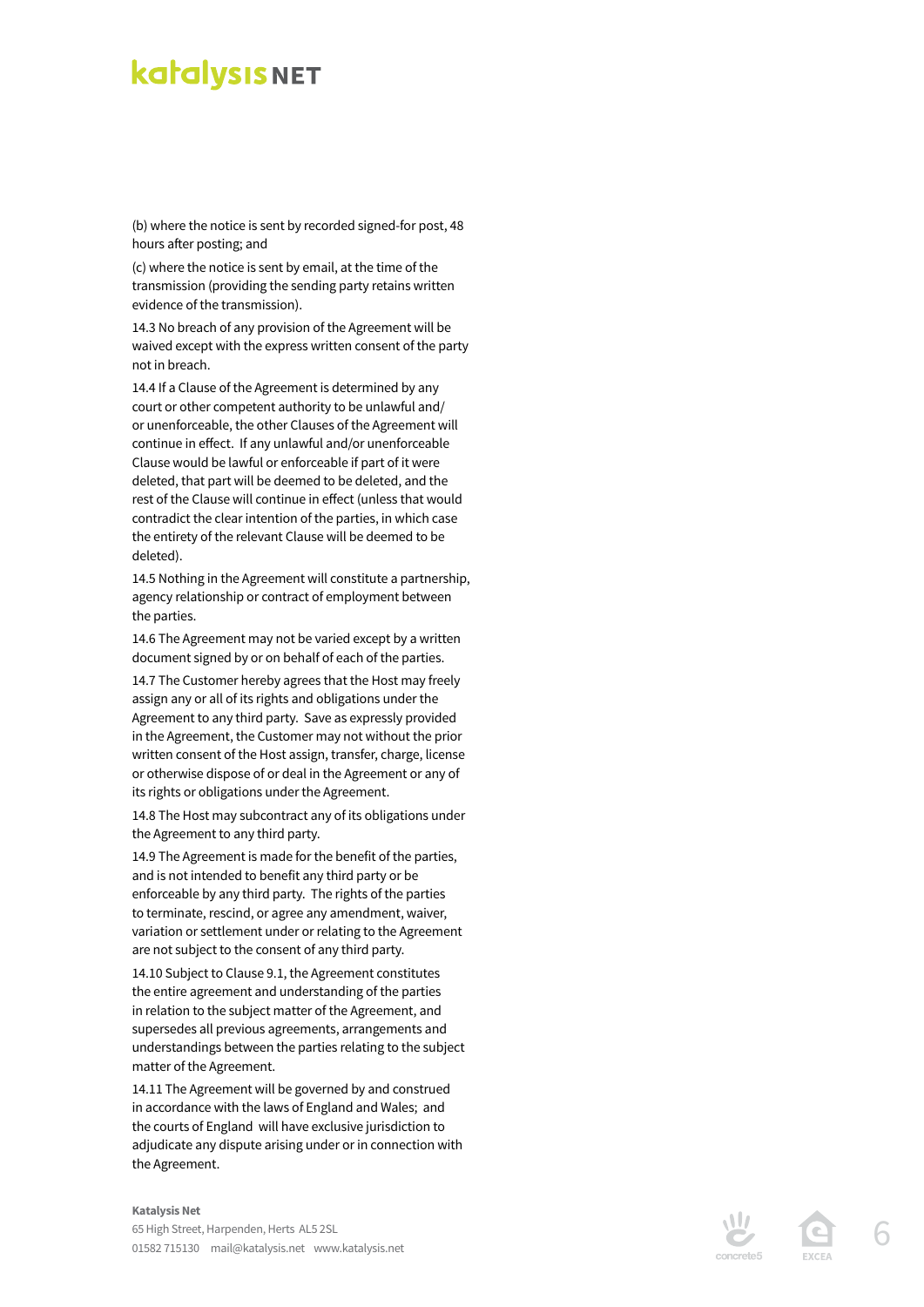(b) where the notice is sent by recorded signed-for post, 48 hours after posting; and

(c) where the notice is sent by email, at the time of the transmission (providing the sending party retains written evidence of the transmission).

14.3 No breach of any provision of the Agreement will be waived except with the express written consent of the party not in breach.

14.4 If a Clause of the Agreement is determined by any court or other competent authority to be unlawful and/or unenforceable, the other Clauses of the Agreement will continue in effect. If any unlawful and/or unenforceable Clause would be lawful or enforceable if part of it were deleted, that part will be deemed to be deleted, and the rest of the Clause will continue in effect (unless that would contradict the clear intention of the parties, in which case the entirety of the relevant Clause will be deemed to be deleted).

14.5 Nothing in the Agreement will constitute a partnership, agency relationship or contract of employment between the parties.

14.6 The Agreement may not be varied except by a written document signed by or on behalf of each of the parties.

14.7 The Customer hereby agrees that the Host may freely assign any or all of its rights and obligations under the Agreement to any third party. Save as expressly provided in the Agreement, the Customer may not without the prior written consent of the Host assign, transfer, charge, license or otherwise dispose of or deal in the Agreement or any of its rights or obligations under the Agreement.

14.8 The Host may subcontract any of its obligations under the Agreement to any third party.

14.9 The Agreement is made for the benefit of the parties, and is not intended to benefit any third party or be enforceable by any third party. The rights of the parties to terminate, rescind, or agree any amendment, waiver, variation or settlement under or relating to the Agreement are not subject to the consent of any third party.

14.10 Subject to Clause 9.1, the Agreement constitutes the entire agreement and understanding of the parties in relation to the subject matter of the Agreement, and supersedes all previous agreements, arrangements and understandings between the parties relating to the subject matter of the Agreement.

14.11 The Agreement will be governed by and construed in accordance with the laws of England and Wales; and the courts of England will have exclusive jurisdiction to adjudicate any dispute arising under or in connection with the Agreement.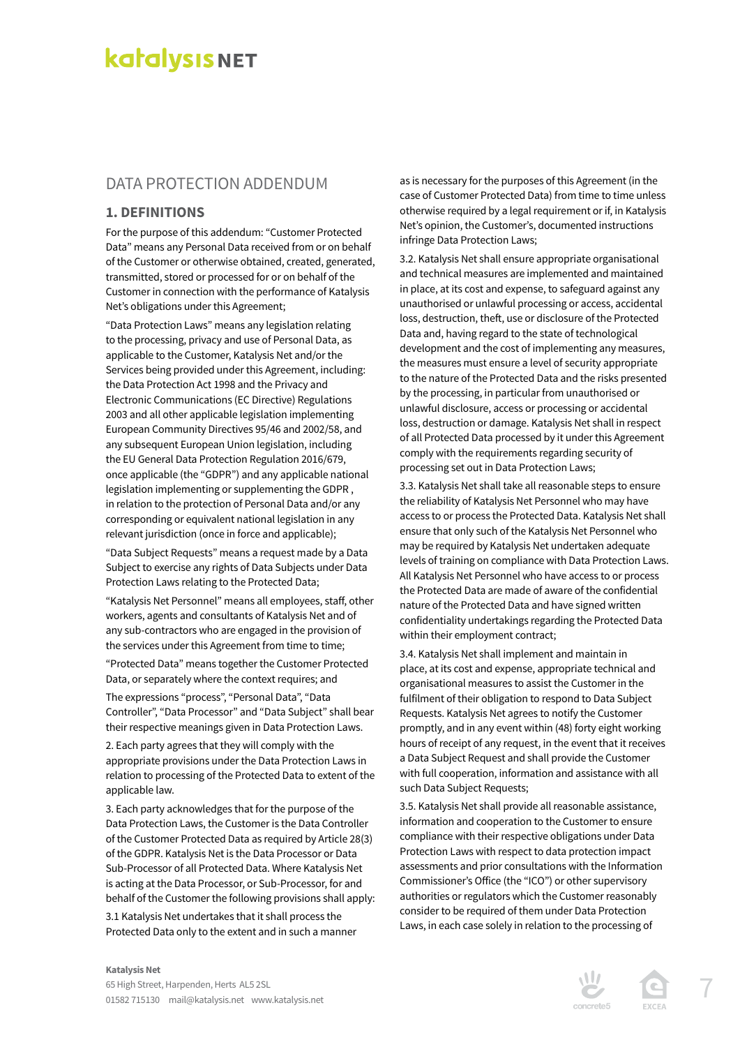## DATA PROTECTION ADDENDUM

### 1. DEFINITIONS

For the purpose of this addendum: "Customer Protected Data" means any Personal Data received from or on behalf of the Customer or otherwise obtained, created, generated, transmitted, stored or processed for or on behalf of the Customer in connection with the performance of Katalysis Net's obligations under this Agreement;

"Data Protection Laws" means any legislation relating to the processing, privacy and use of Personal Data, as applicable to the Customer, Katalysis Net and/or the Services being provided under this Agreement, including: the Data Protection Act 1998 and the Privacy and Electronic Communications (EC Directive) Regulations 2003 and all other applicable legislation implementing European Community Directives 95/46 and 2002/58, and any subsequent European Union legislation, including the EU General Data Protection Regulation 2016/679, once applicable (the "GDPR") and any applicable national legislation implementing or supplementing the GDPR , in relation to the protection of Personal Data and/or any corresponding or equivalent national legislation in any relevant jurisdiction (once in force and applicable);

"Data Subject Requests" means a request made by a Data Subject to exercise any rights of Data Subjects under Data Protection Laws relating to the Protected Data;

"Katalysis Net Personnel" means all employees, staff, other workers, agents and consultants of Katalysis Net and of any sub-contractors who are engaged in the provision of the services under this Agreement from time to time;

"Protected Data" means together the Customer Protected Data, or separately where the context requires; and

The expressions "process", "Personal Data", "Data Controller", "Data Processor" and "Data Subject" shall bear their respective meanings given in Data Protection Laws.

2. Each party agrees that they will comply with the appropriate provisions under the Data Protection Laws in relation to processing of the Protected Data to extent of the applicable law.

3. Each party acknowledges that for the purpose of the Data Protection Laws, the Customer is the Data Controller of the Customer Protected Data as required by Article 28(3) of the GDPR. Katalysis Net is the Data Processor or Data Sub-Processor of all Protected Data. Where Katalysis Net is acting at the Data Processor, or Sub-Processor, for and behalf of the Customer the following provisions shall apply:

3.1 Katalysis Net undertakes that it shall process the Protected Data only to the extent and in such a manner as is necessary for the purposes of this Agreement (in the case of Customer Protected Data) from time to time unless otherwise required by a legal requirement or if, in Katalysis Net's opinion, the Customer's, documented instructions infringe Data Protection Laws;

3.2. Katalysis Net shall ensure appropriate organisational and technical measures are implemented and maintained in place, at its cost and expense, to safeguard against any unauthorised or unlawful processing or access, accidental loss, destruction, theft, use or disclosure of the Protected Data and, having regard to the state of technological development and the cost of implementing any measures, the measures must ensure a level of security appropriate to the nature of the Protected Data and the risks presented by the processing, in particular from unauthorised or unlawful disclosure, access or processing or accidental loss, destruction or damage. Katalysis Net shall in respect of all Protected Data processed by it under this Agreement comply with the requirements regarding security of processing set out in Data Protection Laws;

3.3. Katalysis Net shall take all reasonable steps to ensure the reliability of Katalysis Net Personnel who may have access to or process the Protected Data. Katalysis Net shall ensure that only such of the Katalysis Net Personnel who may be required by Katalysis Net undertaken adequate levels of training on compliance with Data Protection Laws. All Katalysis Net Personnel who have access to or process the Protected Data are made of aware of the confidential nature of the Protected Data and have signed written confidentiality undertakings regarding the Protected Data within their employment contract;

3.4. Katalysis Net shall implement and maintain in place, at its cost and expense, appropriate technical and organisational measures to assist the Customer in the fulfilment of their obligation to respond to Data Subject Requests. Katalysis Net agrees to notify the Customer promptly, and in any event within (48) forty eight working hours of receipt of any request, in the event that it receives a Data Subject Request and shall provide the Customer with full cooperation, information and assistance with all such Data Subject Requests;

3.5. Katalysis Net shall provide all reasonable assistance, information and cooperation to the Customer to ensure compliance with their respective obligations under Data Protection Laws with respect to data protection impact assessments and prior consultations with the Information Commissioner's Office (the "ICO") or other supervisory authorities or regulators which the Customer reasonably consider to be required of them under Data Protection Laws, in each case solely in relation to the processing of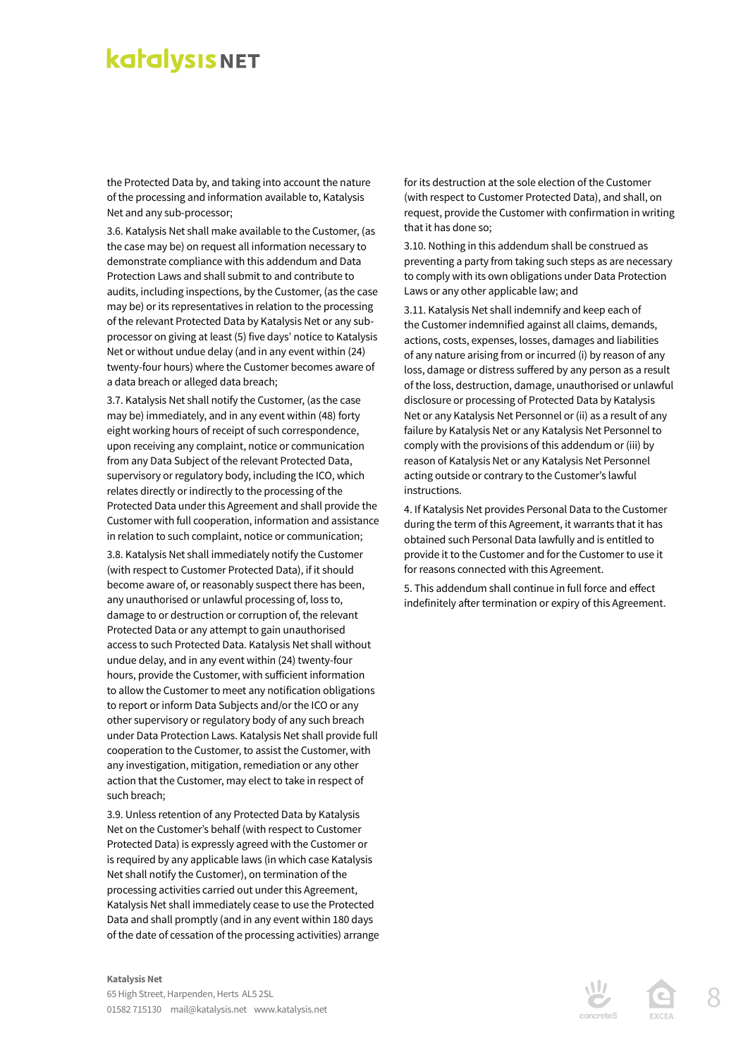the Protected Data by, and taking into account the nature of the processing and information available to, Katalysis Net and any sub-processor;

3.6. Katalysis Net shall make available to the Customer, (as the case may be) on request all information necessary to demonstrate compliance with this addendum and Data Protection Laws and shall submit to and contribute to audits, including inspections, by the Customer, (as the case may be) or its representatives in relation to the processing of the relevant Protected Data by Katalysis Net or any sub-processor on giving at least (5) five days' notice to Katalysis Net or without undue delay (and in any event within (24) twenty-four hours) where the Customer becomes aware of a data breach or alleged data breach;

3.7. Katalysis Net shall notify the Customer, (as the case may be) immediately, and in any event within (48) forty eight working hours of receipt of such correspondence, upon receiving any complaint, notice or communication from any Data Subject of the relevant Protected Data, supervisory or regulatory body, including the ICO, which relates directly or indirectly to the processing of the Protected Data under this Agreement and shall provide the Customer with full cooperation, information and assistance in relation to such complaint, notice or communication;

3.8. Katalysis Net shall immediately notify the Customer (with respect to Customer Protected Data), if it should become aware of, or reasonably suspect there has been, any unauthorised or unlawful processing of, loss to, damage to or destruction or corruption of, the relevant Protected Data or any attempt to gain unauthorised access to such Protected Data. Katalysis Net shall without undue delay, and in any event within (24) twenty-four hours, provide the Customer, with sufficient information to allow the Customer to meet any notification obligations to report or inform Data Subjects and/or the ICO or any other supervisory or regulatory body of any such breach under Data Protection Laws. Katalysis Net shall provide full cooperation to the Customer, to assist the Customer, with any investigation, mitigation, remediation or any other action that the Customer, may elect to take in respect of such breach;

3.9. Unless retention of any Protected Data by Katalysis Net on the Customer's behalf (with respect to Customer Protected Data) is expressly agreed with the Customer or is required by any applicable laws (in which case Katalysis Net shall notify the Customer), on termination of the processing activities carried out under this Agreement, Katalysis Net shall immediately cease to use the Protected Data and shall promptly (and in any event within 180 days of the date of cessation of the processing activities) arrange for its destruction at the sole election of the Customer (with respect to Customer Protected Data), and shall, on request, provide the Customer with confirmation in writing that it has done so;

3.10. Nothing in this addendum shall be construed as preventing a party from taking such steps as are necessary to comply with its own obligations under Data Protection Laws or any other applicable law; and

3.11. Katalysis Net shall indemnify and keep each of the Customer indemnified against all claims, demands, actions, costs, expenses, losses, damages and liabilities of any nature arising from or incurred (i) by reason of any loss, damage or distress suffered by any person as a result of the loss, destruction, damage, unauthorised or unlawful disclosure or processing of Protected Data by Katalysis Net or any Katalysis Net Personnel or (ii) as a result of any failure by Katalysis Net or any Katalysis Net Personnel to comply with the provisions of this addendum or (iii) by reason of Katalysis Net or any Katalysis Net Personnel acting outside or contrary to the Customer's lawful instructions.

4. If Katalysis Net provides Personal Data to the Customer during the term of this Agreement, it warrants that it has obtained such Personal Data lawfully and is entitled to provide it to the Customer and for the Customer to use it for reasons connected with this Agreement.

5. This addendum shall continue in full force and effect indefinitely after termination or expiry of this Agreement.